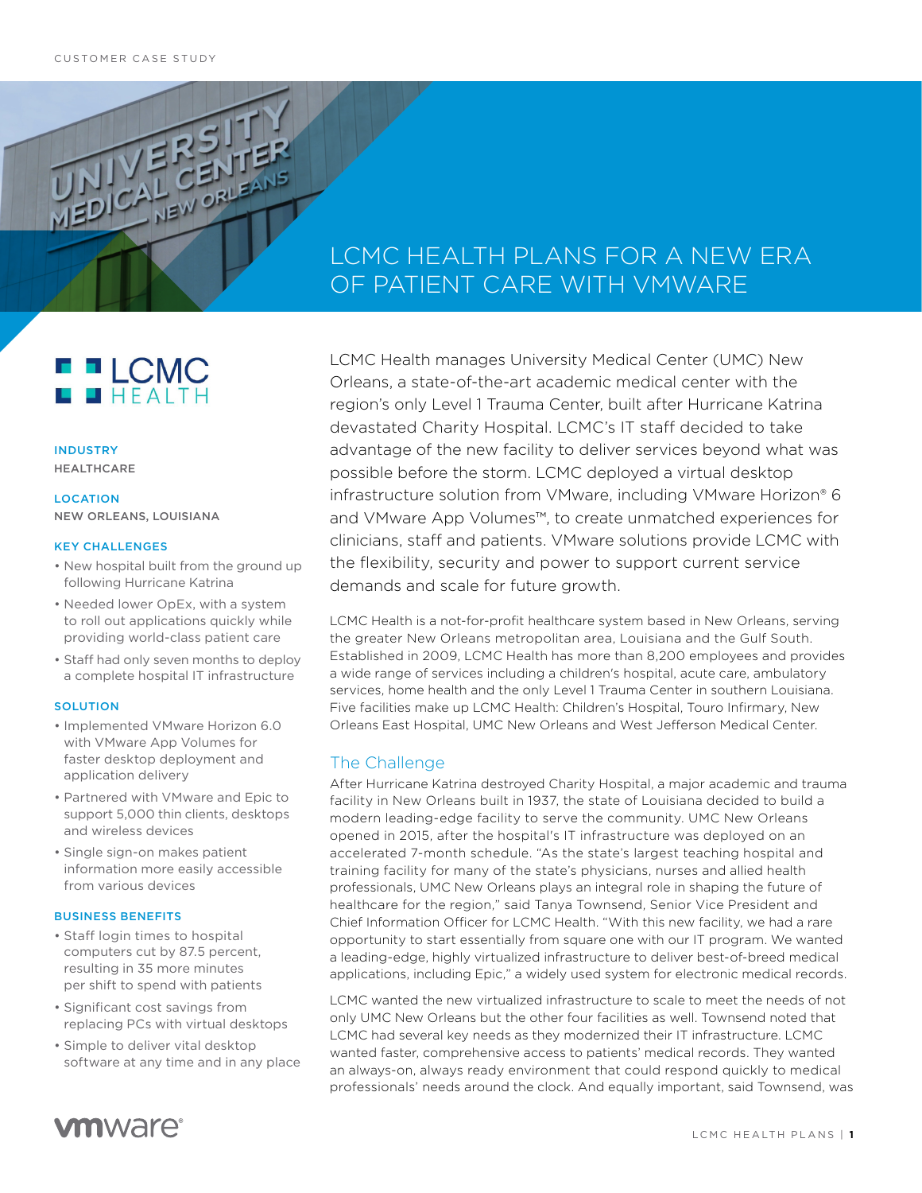CUSTOMER CASE STUDY

# LCMC HEALTH PLANS FOR A NEW ERA OF PATIENT CARE WITH VMWARE

LCMC HEALTH

**INDUSTRY**
HEALTHCARE

**LOCATION**
NEW ORLEANS, LOUISIANA

**KEY CHALLENGES**

- New hospital built from the ground up following Hurricane Katrina
- Needed lower OpEx, with a system to roll out applications quickly while providing world-class patient care
- Staff had only seven months to deploy a complete hospital IT infrastructure

**SOLUTION**

- Implemented VMware Horizon 6.0 with VMware App Volumes for faster desktop deployment and application delivery
- Partnered with VMware and Epic to support 5,000 thin clients, desktops and wireless devices
- Single sign-on makes patient information more easily accessible from various devices

**BUSINESS BENEFITS**

- Staff login times to hospital computers cut by 87.5 percent, resulting in 35 more minutes per shift to spend with patients
- Significant cost savings from replacing PCs with virtual desktops
- Simple to deliver vital desktop software at any time and in any place

LCMC Health manages University Medical Center (UMC) New Orleans, a state-of-the-art academic medical center with the region's only Level 1 Trauma Center, built after Hurricane Katrina devastated Charity Hospital. LCMC's IT staff decided to take advantage of the new facility to deliver services beyond what was possible before the storm. LCMC deployed a virtual desktop infrastructure solution from VMware, including VMware Horizon® 6 and VMware App Volumes™, to create unmatched experiences for clinicians, staff and patients. VMware solutions provide LCMC with the flexibility, security and power to support current service demands and scale for future growth.

LCMC Health is a not-for-profit healthcare system based in New Orleans, serving the greater New Orleans metropolitan area, Louisiana and the Gulf South. Established in 2009, LCMC Health has more than 8,200 employees and provides a wide range of services including a children's hospital, acute care, ambulatory services, home health and the only Level 1 Trauma Center in southern Louisiana. Five facilities make up LCMC Health: Children's Hospital, Touro Infirmary, New Orleans East Hospital, UMC New Orleans and West Jefferson Medical Center.

## The Challenge

After Hurricane Katrina destroyed Charity Hospital, a major academic and trauma facility in New Orleans built in 1937, the state of Louisiana decided to build a modern leading-edge facility to serve the community. UMC New Orleans opened in 2015, after the hospital's IT infrastructure was deployed on an accelerated 7-month schedule. "As the state's largest teaching hospital and training facility for many of the state's physicians, nurses and allied health professionals, UMC New Orleans plays an integral role in shaping the future of healthcare for the region," said Tanya Townsend, Senior Vice President and Chief Information Officer for LCMC Health. "With this new facility, we had a rare opportunity to start essentially from square one with our IT program. We wanted a leading-edge, highly virtualized infrastructure to deliver best-of-breed medical applications, including Epic," a widely used system for electronic medical records.

LCMC wanted the new virtualized infrastructure to scale to meet the needs of not only UMC New Orleans but the other four facilities as well. Townsend noted that LCMC had several key needs as they modernized their IT infrastructure. LCMC wanted faster, comprehensive access to patients' medical records. They wanted an always-on, always ready environment that could respond quickly to medical professionals' needs around the clock. And equally important, said Townsend, was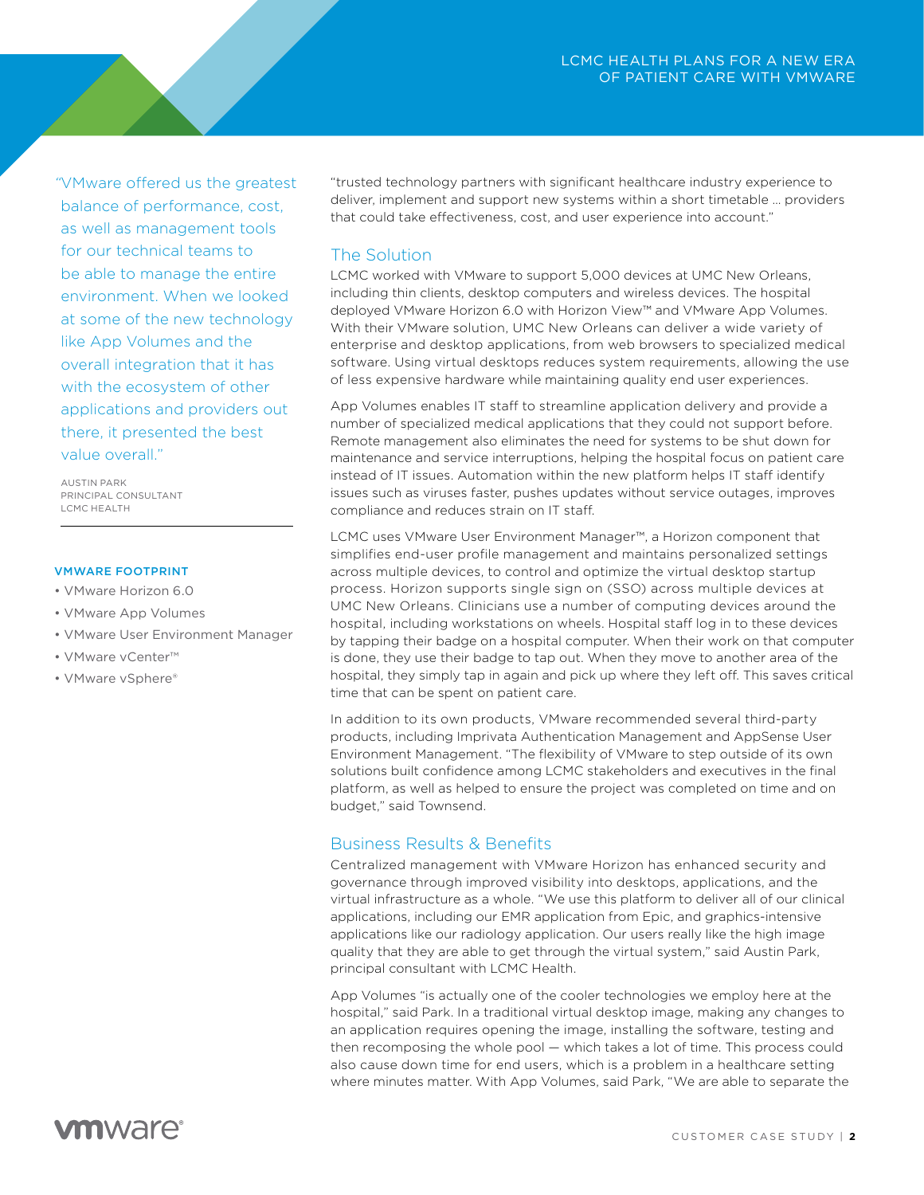"VMware offered us the greatest balance of performance, cost, as well as management tools for our technical teams to be able to manage the entire environment. When we looked at some of the new technology like App Volumes and the overall integration that it has with the ecosystem of other applications and providers out there, it presented the best value overall."

AUSTIN PARK
PRINCIPAL CONSULTANT
LCMC HEALTH

**VMWARE FOOTPRINT**

- VMware Horizon 6.0
- VMware App Volumes
- VMware User Environment Manager
- VMware vCenter™
- VMware vSphere®

"trusted technology partners with significant healthcare industry experience to deliver, implement and support new systems within a short timetable … providers that could take effectiveness, cost, and user experience into account."

## The Solution

LCMC worked with VMware to support 5,000 devices at UMC New Orleans, including thin clients, desktop computers and wireless devices. The hospital deployed VMware Horizon 6.0 with Horizon View™ and VMware App Volumes. With their VMware solution, UMC New Orleans can deliver a wide variety of enterprise and desktop applications, from web browsers to specialized medical software. Using virtual desktops reduces system requirements, allowing the use of less expensive hardware while maintaining quality end user experiences.

App Volumes enables IT staff to streamline application delivery and provide a number of specialized medical applications that they could not support before. Remote management also eliminates the need for systems to be shut down for maintenance and service interruptions, helping the hospital focus on patient care instead of IT issues. Automation within the new platform helps IT staff identify issues such as viruses faster, pushes updates without service outages, improves compliance and reduces strain on IT staff.

LCMC uses VMware User Environment Manager™, a Horizon component that simplifies end-user profile management and maintains personalized settings across multiple devices, to control and optimize the virtual desktop startup process. Horizon supports single sign on (SSO) across multiple devices at UMC New Orleans. Clinicians use a number of computing devices around the hospital, including workstations on wheels. Hospital staff log in to these devices by tapping their badge on a hospital computer. When their work on that computer is done, they use their badge to tap out. When they move to another area of the hospital, they simply tap in again and pick up where they left off. This saves critical time that can be spent on patient care.

In addition to its own products, VMware recommended several third-party products, including Imprivata Authentication Management and AppSense User Environment Management. "The flexibility of VMware to step outside of its own solutions built confidence among LCMC stakeholders and executives in the final platform, as well as helped to ensure the project was completed on time and on budget," said Townsend.

## Business Results & Benefits

Centralized management with VMware Horizon has enhanced security and governance through improved visibility into desktops, applications, and the virtual infrastructure as a whole. "We use this platform to deliver all of our clinical applications, including our EMR application from Epic, and graphics-intensive applications like our radiology application. Our users really like the high image quality that they are able to get through the virtual system," said Austin Park, principal consultant with LCMC Health.

App Volumes "is actually one of the cooler technologies we employ here at the hospital," said Park. In a traditional virtual desktop image, making any changes to an application requires opening the image, installing the software, testing and then recomposing the whole pool — which takes a lot of time. This process could also cause down time for end users, which is a problem in a healthcare setting where minutes matter. With App Volumes, said Park, "We are able to separate the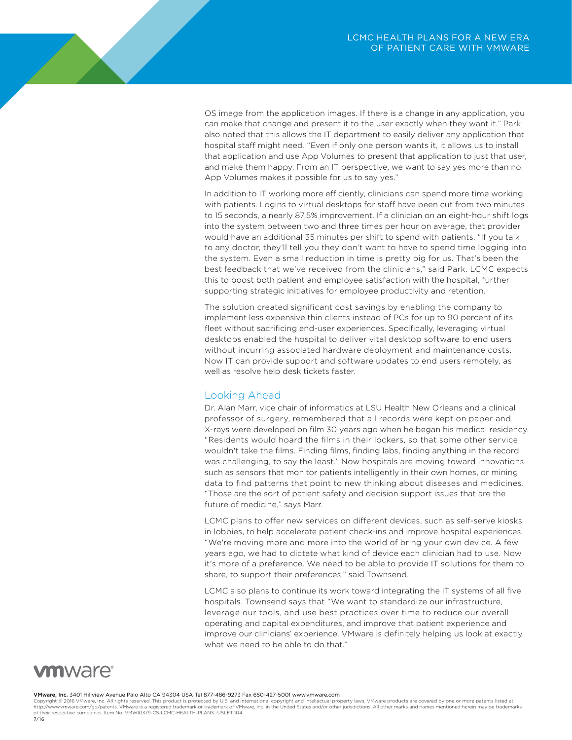OS image from the application images. If there is a change in any application, you can make that change and present it to the user exactly when they want it." Park also noted that this allows the IT department to easily deliver any application that hospital staff might need. "Even if only one person wants it, it allows us to install that application and use App Volumes to present that application to just that user, and make them happy. From an IT perspective, we want to say yes more than no. App Volumes makes it possible for us to say yes."

In addition to IT working more efficiently, clinicians can spend more time working with patients. Logins to virtual desktops for staff have been cut from two minutes to 15 seconds, a nearly 87.5% improvement. If a clinician on an eight-hour shift logs into the system between two and three times per hour on average, that provider would have an additional 35 minutes per shift to spend with patients. "If you talk to any doctor, they'll tell you they don't want to have to spend time logging into the system. Even a small reduction in time is pretty big for us. That's been the best feedback that we've received from the clinicians," said Park. LCMC expects this to boost both patient and employee satisfaction with the hospital, further supporting strategic initiatives for employee productivity and retention.

The solution created significant cost savings by enabling the company to implement less expensive thin clients instead of PCs for up to 90 percent of its fleet without sacrificing end-user experiences. Specifically, leveraging virtual desktops enabled the hospital to deliver vital desktop software to end users without incurring associated hardware deployment and maintenance costs. Now IT can provide support and software updates to end users remotely, as well as resolve help desk tickets faster.

## Looking Ahead

Dr. Alan Marr, vice chair of informatics at LSU Health New Orleans and a clinical professor of surgery, remembered that all records were kept on paper and X-rays were developed on film 30 years ago when he began his medical residency. "Residents would hoard the films in their lockers, so that some other service wouldn't take the films. Finding films, finding labs, finding anything in the record was challenging, to say the least." Now hospitals are moving toward innovations such as sensors that monitor patients intelligently in their own homes, or mining data to find patterns that point to new thinking about diseases and medicines. "Those are the sort of patient safety and decision support issues that are the future of medicine," says Marr.

LCMC plans to offer new services on different devices, such as self-serve kiosks in lobbies, to help accelerate patient check-ins and improve hospital experiences. "We're moving more and more into the world of bring your own device. A few years ago, we had to dictate what kind of device each clinician had to use. Now it's more of a preference. We need to be able to provide IT solutions for them to share, to support their preferences," said Townsend.

LCMC also plans to continue its work toward integrating the IT systems of all five hospitals. Townsend says that "We want to standardize our infrastructure, leverage our tools, and use best practices over time to reduce our overall operating and capital expenditures, and improve that patient experience and improve our clinicians' experience. VMware is definitely helping us look at exactly what we need to be able to do that."

**VMware, Inc.** 3401 Hillview Avenue Palo Alto CA 94304 USA Tel 877-486-9273 Fax 650-427-5001 www.vmware.com
Copyright © 2016 VMware, Inc. All rights reserved. This product is protected by U.S. and international copyright and intellectual property laws. VMware products are covered by one or more patents listed at http://www.vmware.com/go/patents. VMware is a registered trademark or trademark of VMware, Inc. in the United States and/or other jurisdictions. All other marks and names mentioned herein may be trademarks of their respective companies. Item No: VMW10379-CS-LCMC-HEALTH-PLANS -USLET-104
7/16